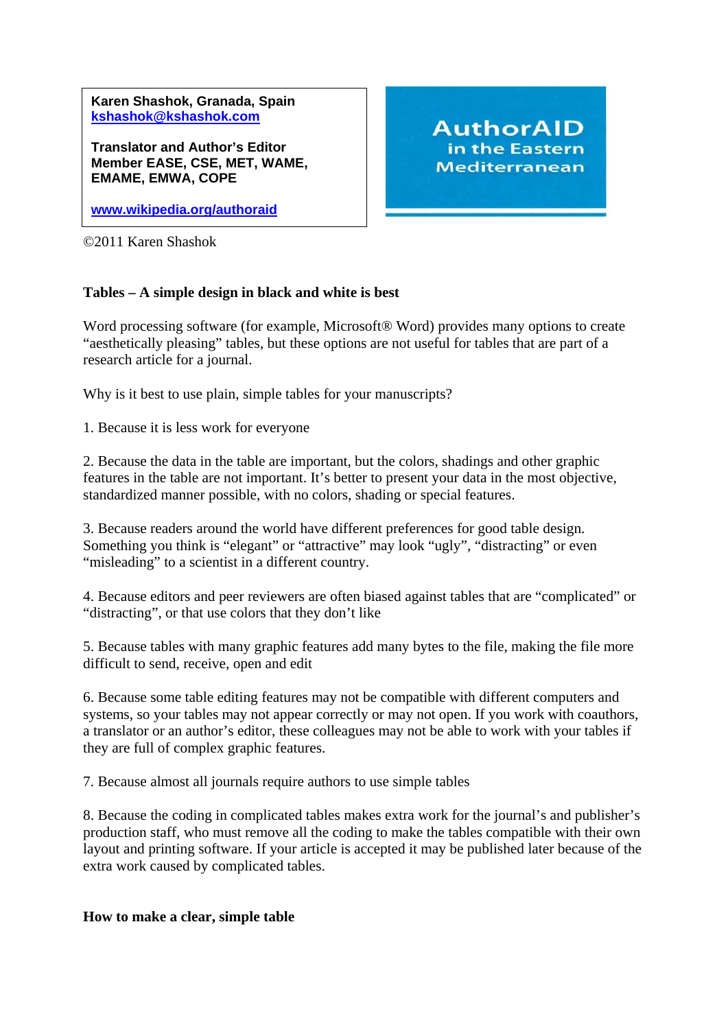**Karen Shashok, Granada, Spain**
**kshashok@kshashok.com**

**Translator and Author's Editor**
**Member EASE, CSE, MET, WAME, EMAME, EMWA, COPE**

**www.wikipedia.org/authoraid**

AuthorAID in the Eastern Mediterranean

©2011 Karen Shashok

## Tables – A simple design in black and white is best

Word processing software (for example, Microsoft® Word) provides many options to create "aesthetically pleasing" tables, but these options are not useful for tables that are part of a research article for a journal.

Why is it best to use plain, simple tables for your manuscripts?

1. Because it is less work for everyone

2. Because the data in the table are important, but the colors, shadings and other graphic features in the table are not important. It's better to present your data in the most objective, standardized manner possible, with no colors, shading or special features.

3. Because readers around the world have different preferences for good table design. Something you think is "elegant" or "attractive" may look "ugly", "distracting" or even "misleading" to a scientist in a different country.

4. Because editors and peer reviewers are often biased against tables that are "complicated" or "distracting", or that use colors that they don't like

5. Because tables with many graphic features add many bytes to the file, making the file more difficult to send, receive, open and edit

6. Because some table editing features may not be compatible with different computers and systems, so your tables may not appear correctly or may not open. If you work with coauthors, a translator or an author's editor, these colleagues may not be able to work with your tables if they are full of complex graphic features.

7. Because almost all journals require authors to use simple tables

8. Because the coding in complicated tables makes extra work for the journal's and publisher's production staff, who must remove all the coding to make the tables compatible with their own layout and printing software. If your article is accepted it may be published later because of the extra work caused by complicated tables.

## How to make a clear, simple table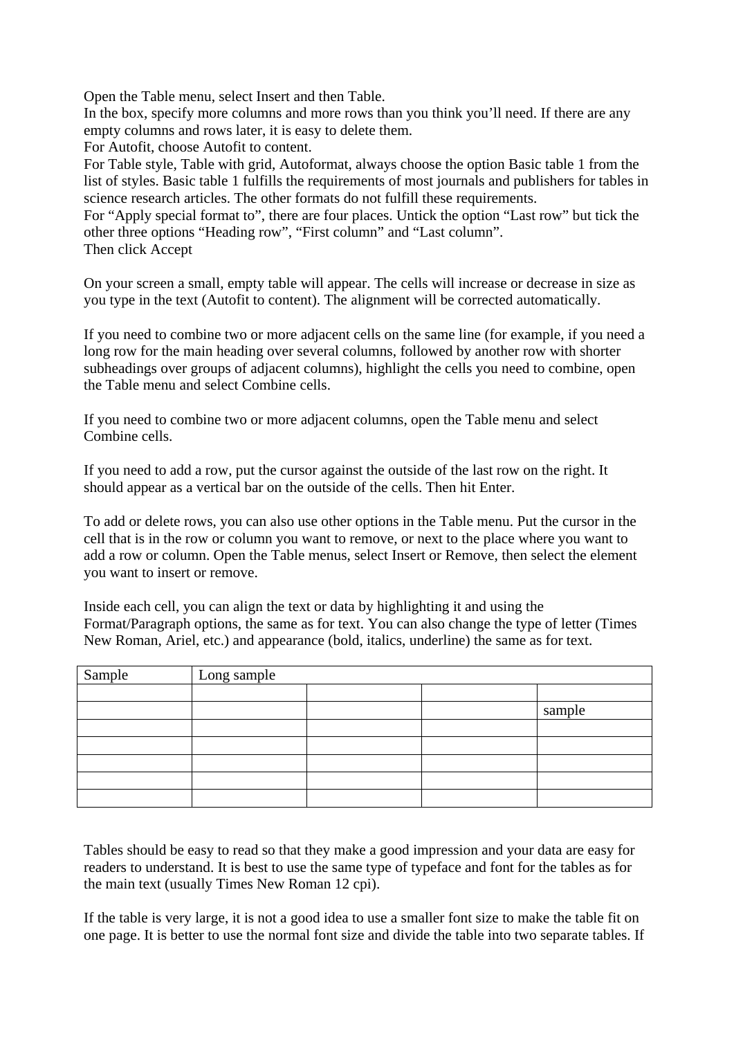Open the Table menu, select Insert and then Table.
In the box, specify more columns and more rows than you think you'll need. If there are any empty columns and rows later, it is easy to delete them.
For Autofit, choose Autofit to content.
For Table style, Table with grid, Autoformat, always choose the option Basic table 1 from the list of styles. Basic table 1 fulfills the requirements of most journals and publishers for tables in science research articles. The other formats do not fulfill these requirements.
For "Apply special format to", there are four places. Untick the option "Last row" but tick the other three options "Heading row", "First column" and "Last column".
Then click Accept

On your screen a small, empty table will appear. The cells will increase or decrease in size as you type in the text (Autofit to content). The alignment will be corrected automatically.

If you need to combine two or more adjacent cells on the same line (for example, if you need a long row for the main heading over several columns, followed by another row with shorter subheadings over groups of adjacent columns), highlight the cells you need to combine, open the Table menu and select Combine cells.

If you need to combine two or more adjacent columns, open the Table menu and select Combine cells.

If you need to add a row, put the cursor against the outside of the last row on the right. It should appear as a vertical bar on the outside of the cells. Then hit Enter.

To add or delete rows, you can also use other options in the Table menu. Put the cursor in the cell that is in the row or column you want to remove, or next to the place where you want to add a row or column. Open the Table menus, select Insert or Remove, then select the element you want to insert or remove.

Inside each cell, you can align the text or data by highlighting it and using the Format/Paragraph options, the same as for text. You can also change the type of letter (Times New Roman, Ariel, etc.) and appearance (bold, italics, underline) the same as for text.

| Sample | Long sample | | | |
|---|---|---|---|---|
| | | | | |
| | | | | sample |
| | | | | |
| | | | | |
| | | | | |
| | | | | |
| | | | | |

Tables should be easy to read so that they make a good impression and your data are easy for readers to understand. It is best to use the same type of typeface and font for the tables as for the main text (usually Times New Roman 12 cpi).

If the table is very large, it is not a good idea to use a smaller font size to make the table fit on one page. It is better to use the normal font size and divide the table into two separate tables. If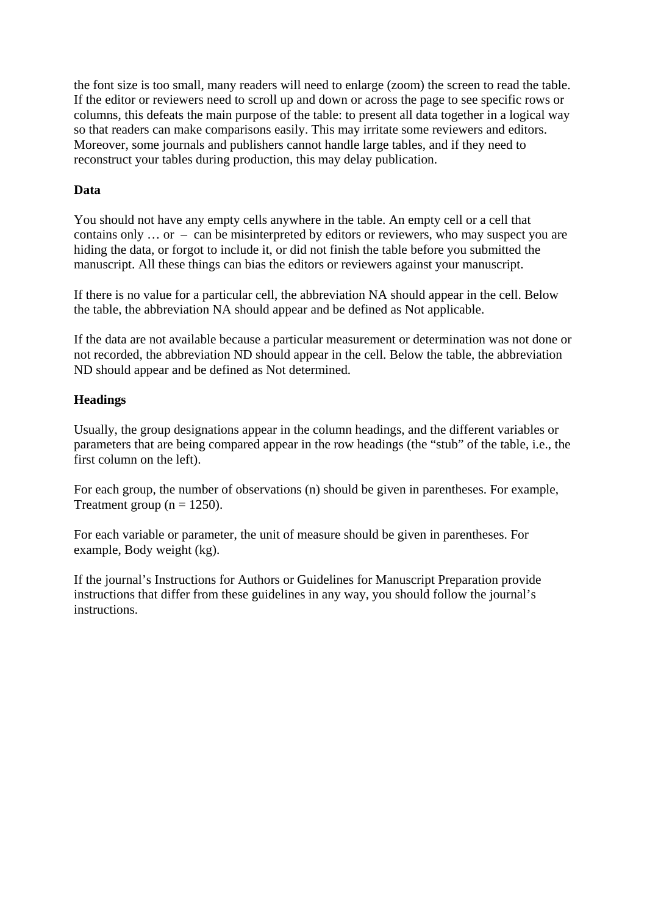the font size is too small, many readers will need to enlarge (zoom) the screen to read the table. If the editor or reviewers need to scroll up and down or across the page to see specific rows or columns, this defeats the main purpose of the table: to present all data together in a logical way so that readers can make comparisons easily. This may irritate some reviewers and editors. Moreover, some journals and publishers cannot handle large tables, and if they need to reconstruct your tables during production, this may delay publication.

**Data**

You should not have any empty cells anywhere in the table. An empty cell or a cell that contains only … or – can be misinterpreted by editors or reviewers, who may suspect you are hiding the data, or forgot to include it, or did not finish the table before you submitted the manuscript. All these things can bias the editors or reviewers against your manuscript.

If there is no value for a particular cell, the abbreviation NA should appear in the cell. Below the table, the abbreviation NA should appear and be defined as Not applicable.

If the data are not available because a particular measurement or determination was not done or not recorded, the abbreviation ND should appear in the cell. Below the table, the abbreviation ND should appear and be defined as Not determined.

**Headings**

Usually, the group designations appear in the column headings, and the different variables or parameters that are being compared appear in the row headings (the "stub" of the table, i.e., the first column on the left).

For each group, the number of observations (n) should be given in parentheses. For example, Treatment group (n = 1250).

For each variable or parameter, the unit of measure should be given in parentheses. For example, Body weight (kg).

If the journal's Instructions for Authors or Guidelines for Manuscript Preparation provide instructions that differ from these guidelines in any way, you should follow the journal's instructions.